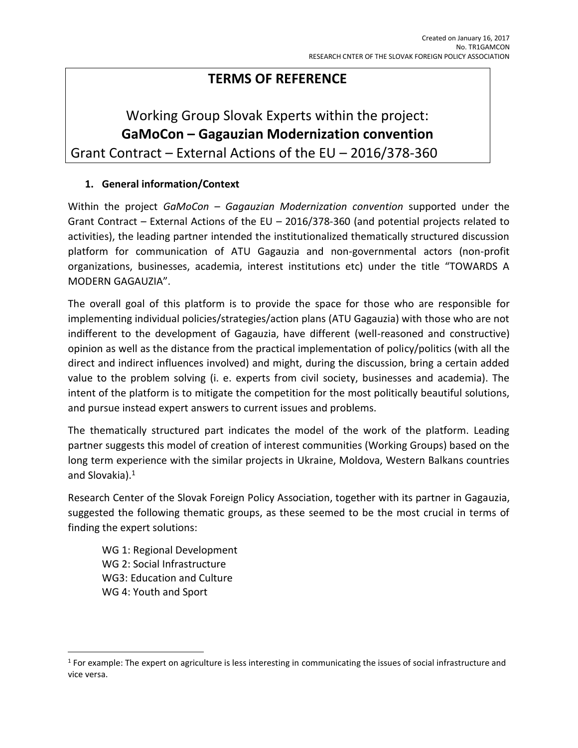Created on January 16, 2017
No. TR1GAMCON
RESEARCH CNTER OF THE SLOVAK FOREIGN POLICY ASSOCIATION

# TERMS OF REFERENCE

Working Group Slovak Experts within the project:
**GaMoCon – Gagauzian Modernization convention**
Grant Contract – External Actions of the EU – 2016/378-360

## 1. General information/Context

Within the project *GaMoCon – Gagauzian Modernization convention* supported under the Grant Contract – External Actions of the EU – 2016/378-360 (and potential projects related to activities), the leading partner intended the institutionalized thematically structured discussion platform for communication of ATU Gagauzia and non-governmental actors (non-profit organizations, businesses, academia, interest institutions etc) under the title "TOWARDS A MODERN GAGAUZIA".

The overall goal of this platform is to provide the space for those who are responsible for implementing individual policies/strategies/action plans (ATU Gagauzia) with those who are not indifferent to the development of Gagauzia, have different (well-reasoned and constructive) opinion as well as the distance from the practical implementation of policy/politics (with all the direct and indirect influences involved) and might, during the discussion, bring a certain added value to the problem solving (i. e. experts from civil society, businesses and academia). The intent of the platform is to mitigate the competition for the most politically beautiful solutions, and pursue instead expert answers to current issues and problems.

The thematically structured part indicates the model of the work of the platform. Leading partner suggests this model of creation of interest communities (Working Groups) based on the long term experience with the similar projects in Ukraine, Moldova, Western Balkans countries and Slovakia).[1]

Research Center of the Slovak Foreign Policy Association, together with its partner in Gagauzia, suggested the following thematic groups, as these seemed to be the most crucial in terms of finding the expert solutions:

WG 1: Regional Development
WG 2: Social Infrastructure
WG3: Education and Culture
WG 4: Youth and Sport

[1] For example: The expert on agriculture is less interesting in communicating the issues of social infrastructure and vice versa.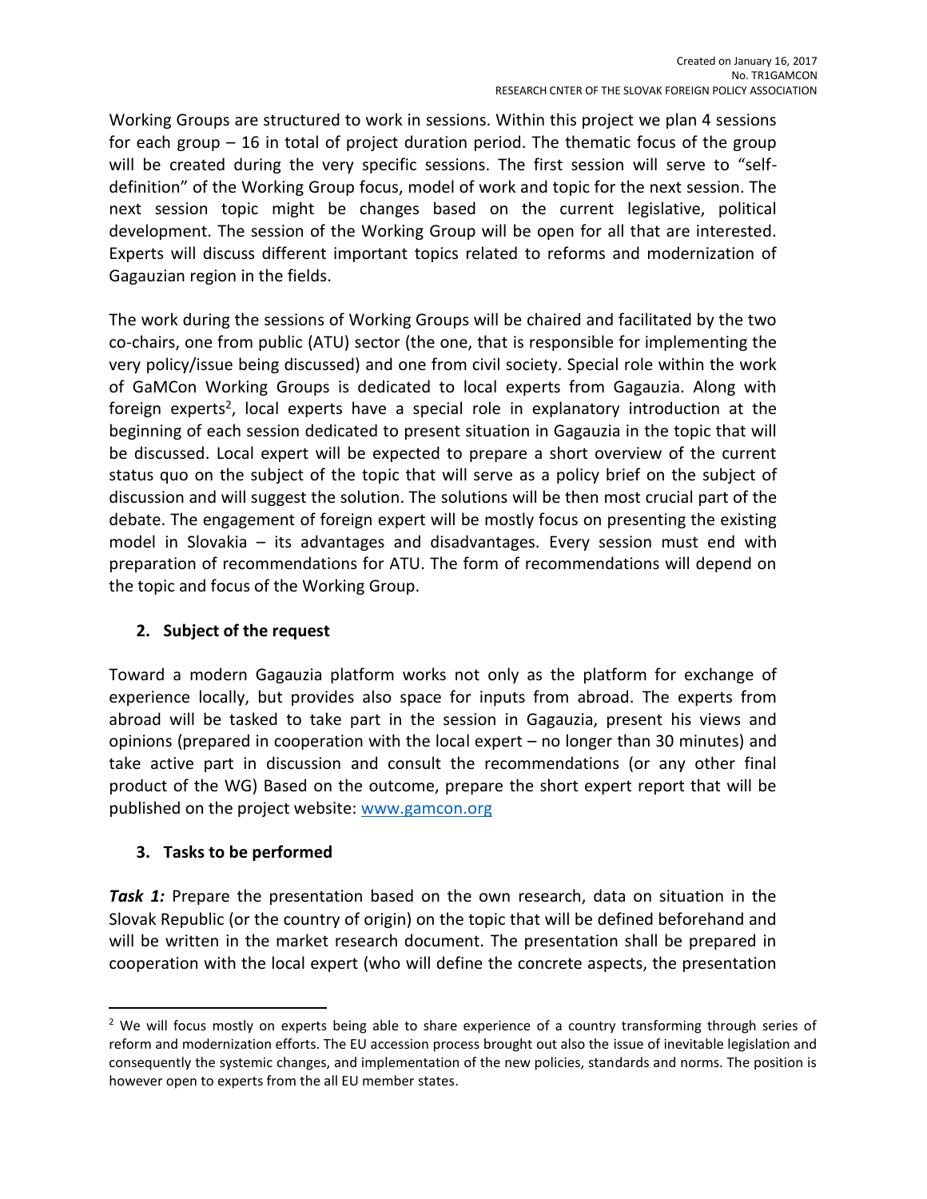Working Groups are structured to work in sessions. Within this project we plan 4 sessions for each group – 16 in total of project duration period. The thematic focus of the group will be created during the very specific sessions. The first session will serve to "self-definition" of the Working Group focus, model of work and topic for the next session. The next session topic might be changes based on the current legislative, political development. The session of the Working Group will be open for all that are interested. Experts will discuss different important topics related to reforms and modernization of Gagauzian region in the fields.

The work during the sessions of Working Groups will be chaired and facilitated by the two co-chairs, one from public (ATU) sector (the one, that is responsible for implementing the very policy/issue being discussed) and one from civil society. Special role within the work of GaMCon Working Groups is dedicated to local experts from Gagauzia. Along with foreign experts[2], local experts have a special role in explanatory introduction at the beginning of each session dedicated to present situation in Gagauzia in the topic that will be discussed. Local expert will be expected to prepare a short overview of the current status quo on the subject of the topic that will serve as a policy brief on the subject of discussion and will suggest the solution. The solutions will be then most crucial part of the debate. The engagement of foreign expert will be mostly focus on presenting the existing model in Slovakia – its advantages and disadvantages. Every session must end with preparation of recommendations for ATU. The form of recommendations will depend on the topic and focus of the Working Group.

## 2. Subject of the request

Toward a modern Gagauzia platform works not only as the platform for exchange of experience locally, but provides also space for inputs from abroad. The experts from abroad will be tasked to take part in the session in Gagauzia, present his views and opinions (prepared in cooperation with the local expert – no longer than 30 minutes) and take active part in discussion and consult the recommendations (or any other final product of the WG) Based on the outcome, prepare the short expert report that will be published on the project website: www.gamcon.org

## 3. Tasks to be performed

***Task 1:*** Prepare the presentation based on the own research, data on situation in the Slovak Republic (or the country of origin) on the topic that will be defined beforehand and will be written in the market research document. The presentation shall be prepared in cooperation with the local expert (who will define the concrete aspects, the presentation

---

[2] We will focus mostly on experts being able to share experience of a country transforming through series of reform and modernization efforts. The EU accession process brought out also the issue of inevitable legislation and consequently the systemic changes, and implementation of the new policies, standards and norms. The position is however open to experts from the all EU member states.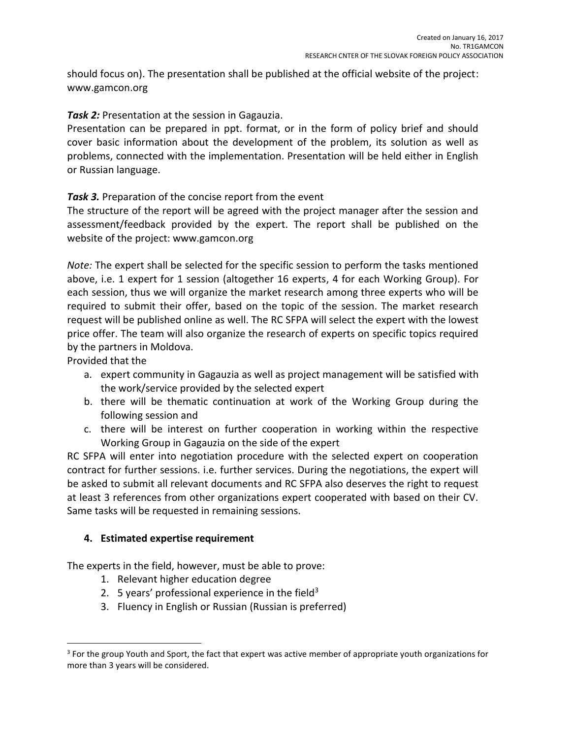should focus on). The presentation shall be published at the official website of the project: www.gamcon.org

***Task 2:*** Presentation at the session in Gagauzia.
Presentation can be prepared in ppt. format, or in the form of policy brief and should cover basic information about the development of the problem, its solution as well as problems, connected with the implementation. Presentation will be held either in English or Russian language.

***Task 3.*** Preparation of the concise report from the event
The structure of the report will be agreed with the project manager after the session and assessment/feedback provided by the expert. The report shall be published on the website of the project: www.gamcon.org

*Note:* The expert shall be selected for the specific session to perform the tasks mentioned above, i.e. 1 expert for 1 session (altogether 16 experts, 4 for each Working Group). For each session, thus we will organize the market research among three experts who will be required to submit their offer, based on the topic of the session. The market research request will be published online as well. The RC SFPA will select the expert with the lowest price offer. The team will also organize the research of experts on specific topics required by the partners in Moldova.
Provided that the

a. expert community in Gagauzia as well as project management will be satisfied with the work/service provided by the selected expert
b. there will be thematic continuation at work of the Working Group during the following session and
c. there will be interest on further cooperation in working within the respective Working Group in Gagauzia on the side of the expert

RC SFPA will enter into negotiation procedure with the selected expert on cooperation contract for further sessions. i.e. further services. During the negotiations, the expert will be asked to submit all relevant documents and RC SFPA also deserves the right to request at least 3 references from other organizations expert cooperated with based on their CV. Same tasks will be requested in remaining sessions.

## 4. Estimated expertise requirement

The experts in the field, however, must be able to prove:

1. Relevant higher education degree
2. 5 years' professional experience in the field[3]
3. Fluency in English or Russian (Russian is preferred)

---

[3] For the group Youth and Sport, the fact that expert was active member of appropriate youth organizations for more than 3 years will be considered.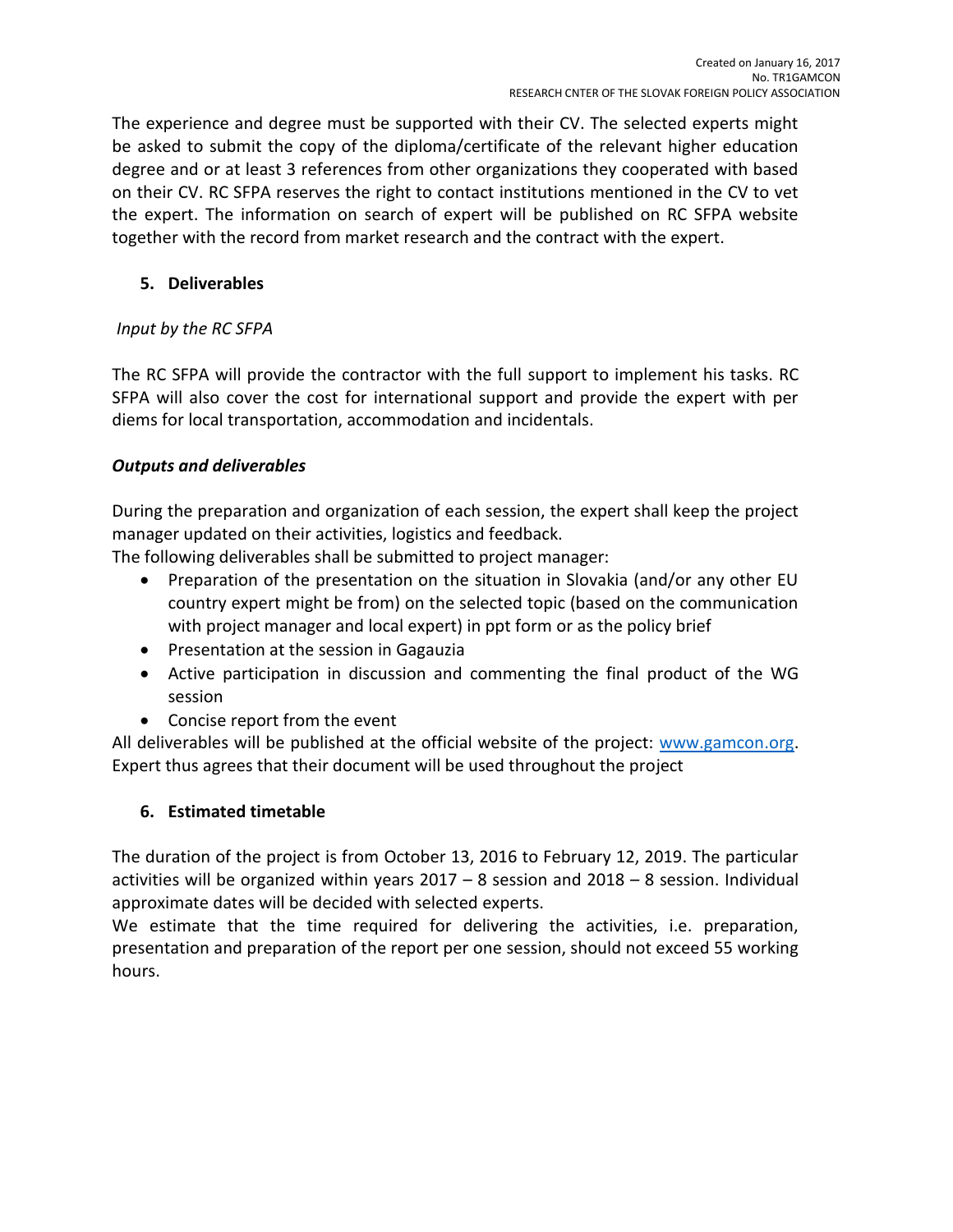The experience and degree must be supported with their CV. The selected experts might be asked to submit the copy of the diploma/certificate of the relevant higher education degree and or at least 3 references from other organizations they cooperated with based on their CV. RC SFPA reserves the right to contact institutions mentioned in the CV to vet the expert. The information on search of expert will be published on RC SFPA website together with the record from market research and the contract with the expert.

## 5. Deliverables

*Input by the RC SFPA*

The RC SFPA will provide the contractor with the full support to implement his tasks. RC SFPA will also cover the cost for international support and provide the expert with per diems for local transportation, accommodation and incidentals.

***Outputs and deliverables***

During the preparation and organization of each session, the expert shall keep the project manager updated on their activities, logistics and feedback.
The following deliverables shall be submitted to project manager:

- Preparation of the presentation on the situation in Slovakia (and/or any other EU country expert might be from) on the selected topic (based on the communication with project manager and local expert) in ppt form or as the policy brief
- Presentation at the session in Gagauzia
- Active participation in discussion and commenting the final product of the WG session
- Concise report from the event

All deliverables will be published at the official website of the project: [www.gamcon.org](http://www.gamcon.org). Expert thus agrees that their document will be used throughout the project

## 6. Estimated timetable

The duration of the project is from October 13, 2016 to February 12, 2019. The particular activities will be organized within years 2017 – 8 session and 2018 – 8 session. Individual approximate dates will be decided with selected experts.
We estimate that the time required for delivering the activities, i.e. preparation, presentation and preparation of the report per one session, should not exceed 55 working hours.